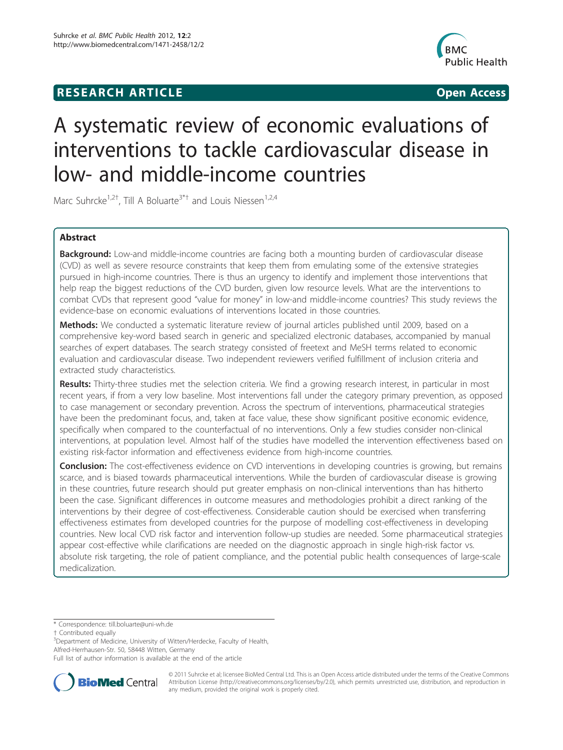**RESEARCH ARTICLE** **Open Access**

# A systematic review of economic evaluations of interventions to tackle cardiovascular disease in low- and middle-income countries

Marc Suhrcke[1,2†], Till A Boluarte[3*†] and Louis Niessen[1,2,4]

## Abstract

**Background:** Low-and middle-income countries are facing both a mounting burden of cardiovascular disease (CVD) as well as severe resource constraints that keep them from emulating some of the extensive strategies pursued in high-income countries. There is thus an urgency to identify and implement those interventions that help reap the biggest reductions of the CVD burden, given low resource levels. What are the interventions to combat CVDs that represent good "value for money" in low-and middle-income countries? This study reviews the evidence-base on economic evaluations of interventions located in those countries.

**Methods:** We conducted a systematic literature review of journal articles published until 2009, based on a comprehensive key-word based search in generic and specialized electronic databases, accompanied by manual searches of expert databases. The search strategy consisted of freetext and MeSH terms related to economic evaluation and cardiovascular disease. Two independent reviewers verified fulfillment of inclusion criteria and extracted study characteristics.

**Results:** Thirty-three studies met the selection criteria. We find a growing research interest, in particular in most recent years, if from a very low baseline. Most interventions fall under the category primary prevention, as opposed to case management or secondary prevention. Across the spectrum of interventions, pharmaceutical strategies have been the predominant focus, and, taken at face value, these show significant positive economic evidence, specifically when compared to the counterfactual of no interventions. Only a few studies consider non-clinical interventions, at population level. Almost half of the studies have modelled the intervention effectiveness based on existing risk-factor information and effectiveness evidence from high-income countries.

**Conclusion:** The cost-effectiveness evidence on CVD interventions in developing countries is growing, but remains scarce, and is biased towards pharmaceutical interventions. While the burden of cardiovascular disease is growing in these countries, future research should put greater emphasis on non-clinical interventions than has hitherto been the case. Significant differences in outcome measures and methodologies prohibit a direct ranking of the interventions by their degree of cost-effectiveness. Considerable caution should be exercised when transferring effectiveness estimates from developed countries for the purpose of modelling cost-effectiveness in developing countries. New local CVD risk factor and intervention follow-up studies are needed. Some pharmaceutical strategies appear cost-effective while clarifications are needed on the diagnostic approach in single high-risk factor vs. absolute risk targeting, the role of patient compliance, and the potential public health consequences of large-scale medicalization.

\* Correspondence: till.boluarte@uni-wh.de

† Contributed equally

[3]Department of Medicine, University of Witten/Herdecke, Faculty of Health, Alfred-Herrhausen-Str. 50, 58448 Witten, Germany

Full list of author information is available at the end of the article

© 2011 Suhrcke et al; licensee BioMed Central Ltd. This is an Open Access article distributed under the terms of the Creative Commons Attribution License (http://creativecommons.org/licenses/by/2.0), which permits unrestricted use, distribution, and reproduction in any medium, provided the original work is properly cited.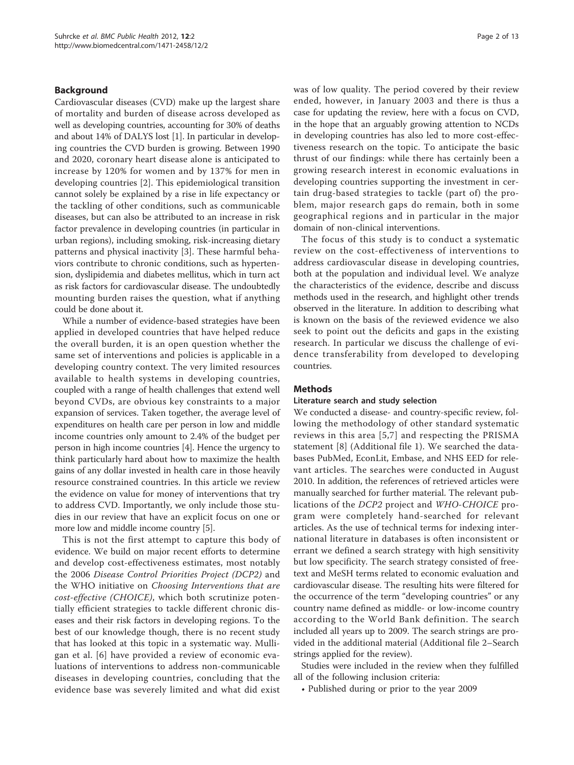## Background

Cardiovascular diseases (CVD) make up the largest share of mortality and burden of disease across developed as well as developing countries, accounting for 30% of deaths and about 14% of DALYS lost [1]. In particular in developing countries the CVD burden is growing. Between 1990 and 2020, coronary heart disease alone is anticipated to increase by 120% for women and by 137% for men in developing countries [2]. This epidemiological transition cannot solely be explained by a rise in life expectancy or the tackling of other conditions, such as communicable diseases, but can also be attributed to an increase in risk factor prevalence in developing countries (in particular in urban regions), including smoking, risk-increasing dietary patterns and physical inactivity [3]. These harmful behaviors contribute to chronic conditions, such as hypertension, dyslipidemia and diabetes mellitus, which in turn act as risk factors for cardiovascular disease. The undoubtedly mounting burden raises the question, what if anything could be done about it.

While a number of evidence-based strategies have been applied in developed countries that have helped reduce the overall burden, it is an open question whether the same set of interventions and policies is applicable in a developing country context. The very limited resources available to health systems in developing countries, coupled with a range of health challenges that extend well beyond CVDs, are obvious key constraints to a major expansion of services. Taken together, the average level of expenditures on health care per person in low and middle income countries only amount to 2.4% of the budget per person in high income countries [4]. Hence the urgency to think particularly hard about how to maximize the health gains of any dollar invested in health care in those heavily resource constrained countries. In this article we review the evidence on value for money of interventions that try to address CVD. Importantly, we only include those studies in our review that have an explicit focus on one or more low and middle income country [5].

This is not the first attempt to capture this body of evidence. We build on major recent efforts to determine and develop cost-effectiveness estimates, most notably the 2006 *Disease Control Priorities Project (DCP2)* and the WHO initiative on *Choosing Interventions that are cost-effective (CHOICE)*, which both scrutinize potentially efficient strategies to tackle different chronic diseases and their risk factors in developing regions. To the best of our knowledge though, there is no recent study that has looked at this topic in a systematic way. Mulligan et al. [6] have provided a review of economic evaluations of interventions to address non-communicable diseases in developing countries, concluding that the evidence base was severely limited and what did exist was of low quality. The period covered by their review ended, however, in January 2003 and there is thus a case for updating the review, here with a focus on CVD, in the hope that an arguably growing attention to NCDs in developing countries has also led to more cost-effectiveness research on the topic. To anticipate the basic thrust of our findings: while there has certainly been a growing research interest in economic evaluations in developing countries supporting the investment in certain drug-based strategies to tackle (part of) the problem, major research gaps do remain, both in some geographical regions and in particular in the major domain of non-clinical interventions.

The focus of this study is to conduct a systematic review on the cost-effectiveness of interventions to address cardiovascular disease in developing countries, both at the population and individual level. We analyze the characteristics of the evidence, describe and discuss methods used in the research, and highlight other trends observed in the literature. In addition to describing what is known on the basis of the reviewed evidence we also seek to point out the deficits and gaps in the existing research. In particular we discuss the challenge of evidence transferability from developed to developing countries.

## Methods

### Literature search and study selection

We conducted a disease- and country-specific review, following the methodology of other standard systematic reviews in this area [5,7] and respecting the PRISMA statement [8] (Additional file 1). We searched the databases PubMed, EconLit, Embase, and NHS EED for relevant articles. The searches were conducted in August 2010. In addition, the references of retrieved articles were manually searched for further material. The relevant publications of the *DCP2* project and *WHO-CHOICE* program were completely hand-searched for relevant articles. As the use of technical terms for indexing international literature in databases is often inconsistent or errant we defined a search strategy with high sensitivity but low specificity. The search strategy consisted of free-text and MeSH terms related to economic evaluation and cardiovascular disease. The resulting hits were filtered for the occurrence of the term "developing countries" or any country name defined as middle- or low-income country according to the World Bank definition. The search included all years up to 2009. The search strings are provided in the additional material (Additional file 2–Search strings applied for the review).

Studies were included in the review when they fulfilled all of the following inclusion criteria:

- Published during or prior to the year 2009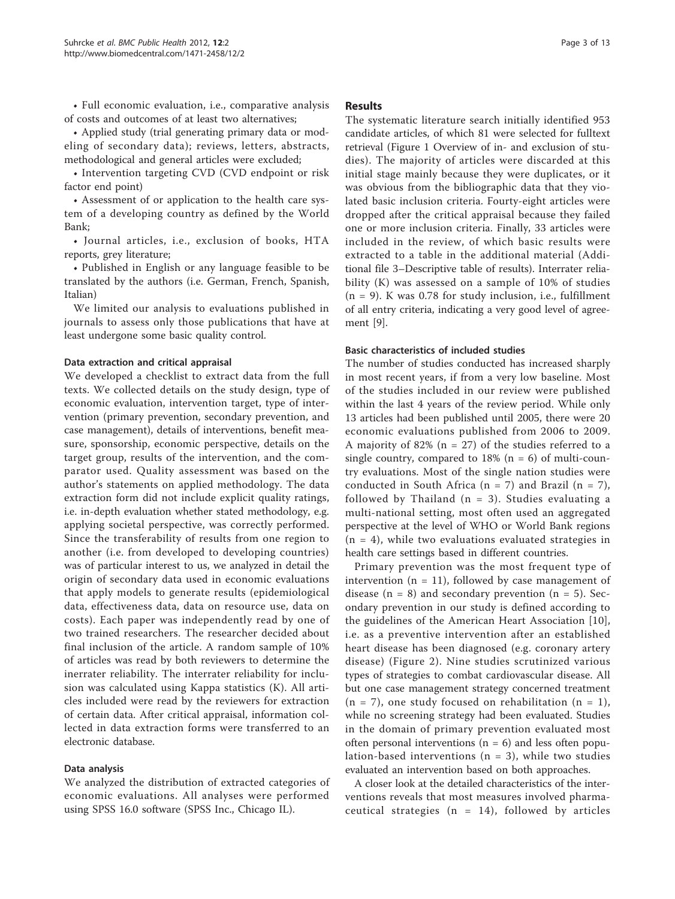- Full economic evaluation, i.e., comparative analysis of costs and outcomes of at least two alternatives;
- Applied study (trial generating primary data or modeling of secondary data); reviews, letters, abstracts, methodological and general articles were excluded;
- Intervention targeting CVD (CVD endpoint or risk factor end point)
- Assessment of or application to the health care system of a developing country as defined by the World Bank;
- Journal articles, i.e., exclusion of books, HTA reports, grey literature;
- Published in English or any language feasible to be translated by the authors (i.e. German, French, Spanish, Italian)

We limited our analysis to evaluations published in journals to assess only those publications that have at least undergone some basic quality control.

### Data extraction and critical appraisal

We developed a checklist to extract data from the full texts. We collected details on the study design, type of economic evaluation, intervention target, type of intervention (primary prevention, secondary prevention, and case management), details of interventions, benefit measure, sponsorship, economic perspective, details on the target group, results of the intervention, and the comparator used. Quality assessment was based on the author's statements on applied methodology. The data extraction form did not include explicit quality ratings, i.e. in-depth evaluation whether stated methodology, e.g. applying societal perspective, was correctly performed. Since the transferability of results from one region to another (i.e. from developed to developing countries) was of particular interest to us, we analyzed in detail the origin of secondary data used in economic evaluations that apply models to generate results (epidemiological data, effectiveness data, data on resource use, data on costs). Each paper was independently read by one of two trained researchers. The researcher decided about final inclusion of the article. A random sample of 10% of articles was read by both reviewers to determine the inerrater reliability. The interrater reliability for inclusion was calculated using Kappa statistics (K). All articles included were read by the reviewers for extraction of certain data. After critical appraisal, information collected in data extraction forms were transferred to an electronic database.

### Data analysis

We analyzed the distribution of extracted categories of economic evaluations. All analyses were performed using SPSS 16.0 software (SPSS Inc., Chicago IL).

## Results

The systematic literature search initially identified 953 candidate articles, of which 81 were selected for fulltext retrieval (Figure 1 Overview of in- and exclusion of studies). The majority of articles were discarded at this initial stage mainly because they were duplicates, or it was obvious from the bibliographic data that they violated basic inclusion criteria. Fourty-eight articles were dropped after the critical appraisal because they failed one or more inclusion criteria. Finally, 33 articles were included in the review, of which basic results were extracted to a table in the additional material (Additional file 3–Descriptive table of results). Interrater reliability (K) was assessed on a sample of 10% of studies (n = 9). K was 0.78 for study inclusion, i.e., fulfillment of all entry criteria, indicating a very good level of agreement [9].

### Basic characteristics of included studies

The number of studies conducted has increased sharply in most recent years, if from a very low baseline. Most of the studies included in our review were published within the last 4 years of the review period. While only 13 articles had been published until 2005, there were 20 economic evaluations published from 2006 to 2009. A majority of 82% (n = 27) of the studies referred to a single country, compared to 18% (n = 6) of multi-country evaluations. Most of the single nation studies were conducted in South Africa (n = 7) and Brazil (n = 7), followed by Thailand (n = 3). Studies evaluating a multi-national setting, most often used an aggregated perspective at the level of WHO or World Bank regions (n = 4), while two evaluations evaluated strategies in health care settings based in different countries.

Primary prevention was the most frequent type of intervention (n = 11), followed by case management of disease (n = 8) and secondary prevention (n = 5). Secondary prevention in our study is defined according to the guidelines of the American Heart Association [10], i.e. as a preventive intervention after an established heart disease has been diagnosed (e.g. coronary artery disease) (Figure 2). Nine studies scrutinized various types of strategies to combat cardiovascular disease. All but one case management strategy concerned treatment (n = 7), one study focused on rehabilitation (n = 1), while no screening strategy had been evaluated. Studies in the domain of primary prevention evaluated most often personal interventions (n = 6) and less often population-based interventions (n = 3), while two studies evaluated an intervention based on both approaches.

A closer look at the detailed characteristics of the interventions reveals that most measures involved pharmaceutical strategies (n = 14), followed by articles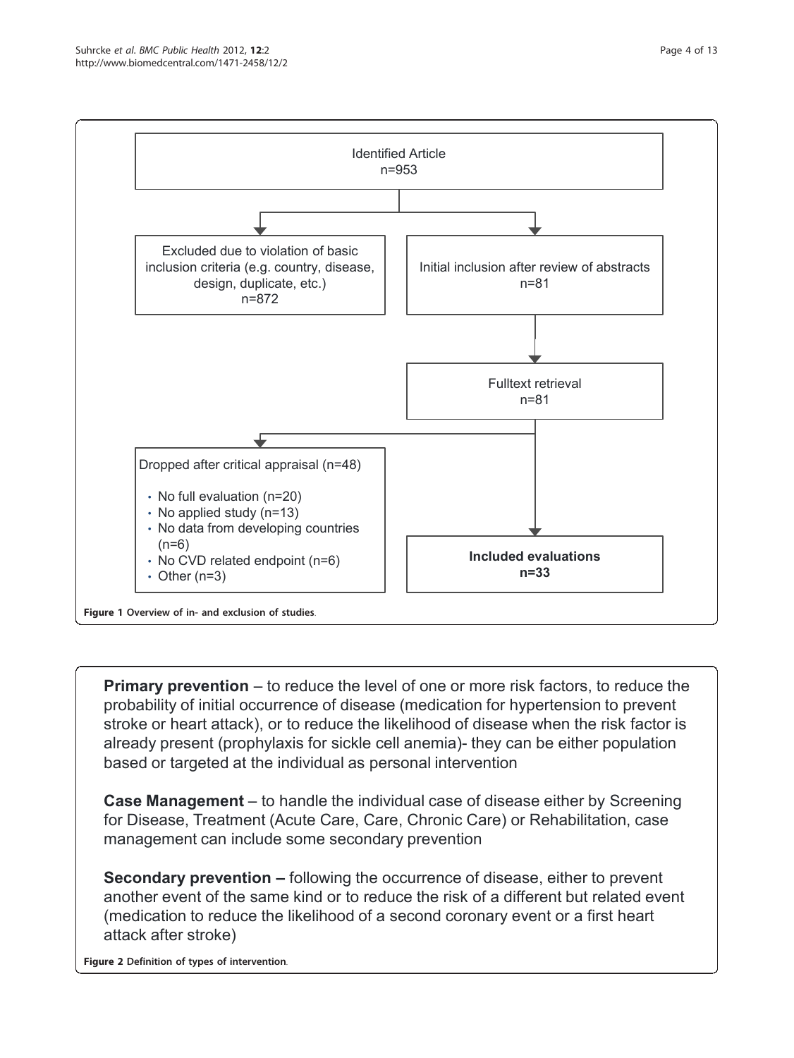Identified Article
n=953

Excluded due to violation of basic inclusion criteria (e.g. country, disease, design, duplicate, etc.)
n=872

Initial inclusion after review of abstracts
n=81

Fulltext retrieval
n=81

Dropped after critical appraisal (n=48)

- No full evaluation (n=20)
- No applied study (n=13)
- No data from developing countries (n=6)
- No CVD related endpoint (n=6)
- Other (n=3)

**Included evaluations**
**n=33**

**Figure 1 Overview of in- and exclusion of studies.**

**Primary prevention** – to reduce the level of one or more risk factors, to reduce the probability of initial occurrence of disease (medication for hypertension to prevent stroke or heart attack), or to reduce the likelihood of disease when the risk factor is already present (prophylaxis for sickle cell anemia)- they can be either population based or targeted at the individual as personal intervention

**Case Management** – to handle the individual case of disease either by Screening for Disease, Treatment (Acute Care, Care, Chronic Care) or Rehabilitation, case management can include some secondary prevention

**Secondary prevention –** following the occurrence of disease, either to prevent another event of the same kind or to reduce the risk of a different but related event (medication to reduce the likelihood of a second coronary event or a first heart attack after stroke)

**Figure 2 Definition of types of intervention.**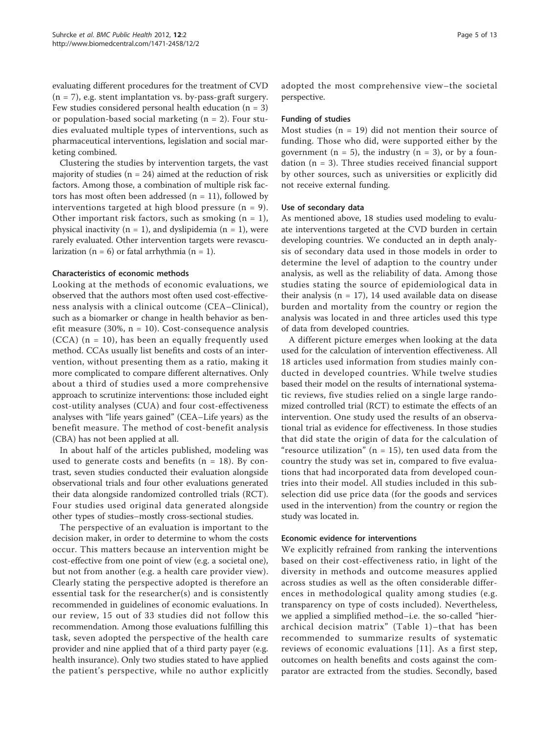evaluating different procedures for the treatment of CVD (n = 7), e.g. stent implantation vs. by-pass-graft surgery. Few studies considered personal health education (n = 3) or population-based social marketing (n = 2). Four studies evaluated multiple types of interventions, such as pharmaceutical interventions, legislation and social marketing combined.

Clustering the studies by intervention targets, the vast majority of studies (n = 24) aimed at the reduction of risk factors. Among those, a combination of multiple risk factors has most often been addressed (n = 11), followed by interventions targeted at high blood pressure (n = 9). Other important risk factors, such as smoking (n = 1), physical inactivity (n = 1), and dyslipidemia (n = 1), were rarely evaluated. Other intervention targets were revascularization (n = 6) or fatal arrhythmia (n = 1).

#### Characteristics of economic methods

Looking at the methods of economic evaluations, we observed that the authors most often used cost-effectiveness analysis with a clinical outcome (CEA–Clinical), such as a biomarker or change in health behavior as benefit measure (30%, n = 10). Cost-consequence analysis (CCA) (n = 10), has been an equally frequently used method. CCAs usually list benefits and costs of an intervention, without presenting them as a ratio, making it more complicated to compare different alternatives. Only about a third of studies used a more comprehensive approach to scrutinize interventions: those included eight cost-utility analyses (CUA) and four cost-effectiveness analyses with "life years gained" (CEA–Life years) as the benefit measure. The method of cost-benefit analysis (CBA) has not been applied at all.

In about half of the articles published, modeling was used to generate costs and benefits (n = 18). By contrast, seven studies conducted their evaluation alongside observational trials and four other evaluations generated their data alongside randomized controlled trials (RCT). Four studies used original data generated alongside other types of studies–mostly cross-sectional studies.

The perspective of an evaluation is important to the decision maker, in order to determine to whom the costs occur. This matters because an intervention might be cost-effective from one point of view (e.g. a societal one), but not from another (e.g. a health care provider view). Clearly stating the perspective adopted is therefore an essential task for the researcher(s) and is consistently recommended in guidelines of economic evaluations. In our review, 15 out of 33 studies did not follow this recommendation. Among those evaluations fulfilling this task, seven adopted the perspective of the health care provider and nine applied that of a third party payer (e.g. health insurance). Only two studies stated to have applied the patient's perspective, while no author explicitly adopted the most comprehensive view–the societal perspective.

#### Funding of studies

Most studies (n = 19) did not mention their source of funding. Those who did, were supported either by the government (n = 5), the industry (n = 3), or by a foundation (n = 3). Three studies received financial support by other sources, such as universities or explicitly did not receive external funding.

#### Use of secondary data

As mentioned above, 18 studies used modeling to evaluate interventions targeted at the CVD burden in certain developing countries. We conducted an in depth analysis of secondary data used in those models in order to determine the level of adaption to the country under analysis, as well as the reliability of data. Among those studies stating the source of epidemiological data in their analysis (n = 17), 14 used available data on disease burden and mortality from the country or region the analysis was located in and three articles used this type of data from developed countries.

A different picture emerges when looking at the data used for the calculation of intervention effectiveness. All 18 articles used information from studies mainly conducted in developed countries. While twelve studies based their model on the results of international systematic reviews, five studies relied on a single large randomized controlled trial (RCT) to estimate the effects of an intervention. One study used the results of an observational trial as evidence for effectiveness. In those studies that did state the origin of data for the calculation of "resource utilization" (n = 15), ten used data from the country the study was set in, compared to five evaluations that had incorporated data from developed countries into their model. All studies included in this subselection did use price data (for the goods and services used in the intervention) from the country or region the study was located in.

#### Economic evidence for interventions

We explicitly refrained from ranking the interventions based on their cost-effectiveness ratio, in light of the diversity in methods and outcome measures applied across studies as well as the often considerable differences in methodological quality among studies (e.g. transparency on type of costs included). Nevertheless, we applied a simplified method–i.e. the so-called "hierarchical decision matrix" (Table 1)–that has been recommended to summarize results of systematic reviews of economic evaluations [11]. As a first step, outcomes on health benefits and costs against the comparator are extracted from the studies. Secondly, based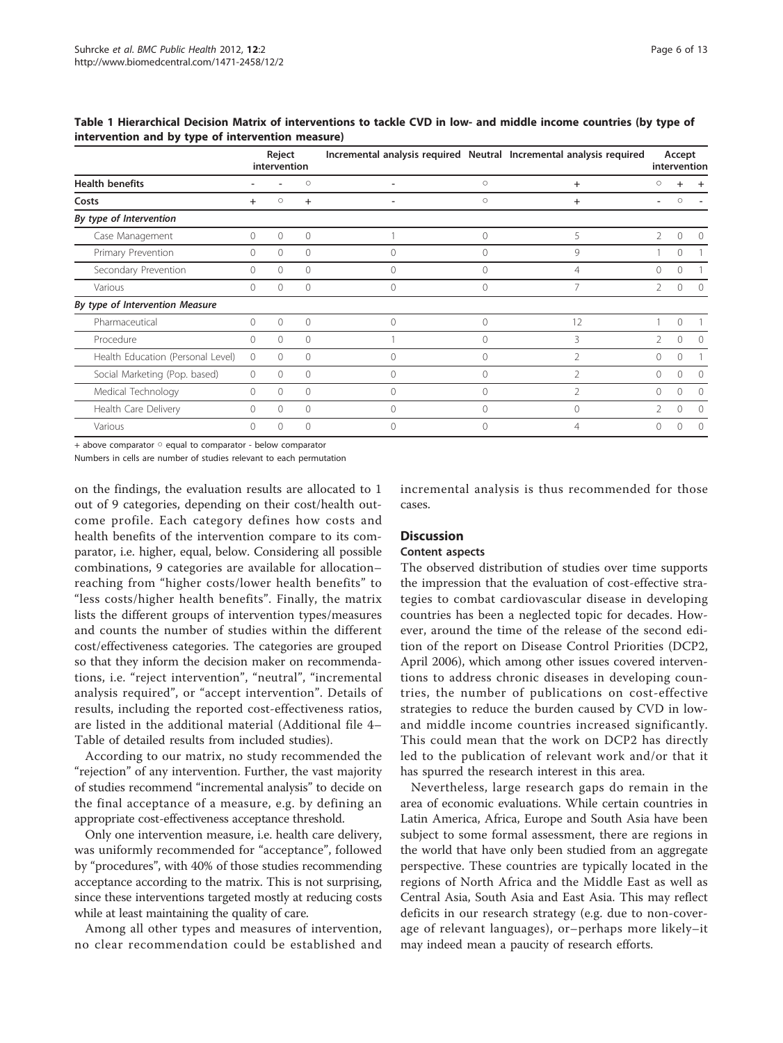**Table 1 Hierarchical Decision Matrix of interventions to tackle CVD in low- and middle income countries (by type of intervention and by type of intervention measure)**

| | Reject intervention | | | Incremental analysis required | Neutral | Incremental analysis required | Accept intervention | | |
|---|---|---|---|---|---|---|---|---|---|
| **Health benefits** | - | - | ○ | - | ○ | + | ○ | + | + |
| **Costs** | + | ○ | + | - | ○ | + | - | ○ | - |
| ***By type of Intervention*** | | | | | | | | | |
| Case Management | 0 | 0 | 0 | 1 | 0 | 5 | 2 | 0 | 0 |
| Primary Prevention | 0 | 0 | 0 | 0 | 0 | 9 | 1 | 0 | 1 |
| Secondary Prevention | 0 | 0 | 0 | 0 | 0 | 4 | 0 | 0 | 1 |
| Various | 0 | 0 | 0 | 0 | 0 | 7 | 2 | 0 | 0 |
| ***By type of Intervention Measure*** | | | | | | | | | |
| Pharmaceutical | 0 | 0 | 0 | 0 | 0 | 12 | 1 | 0 | 1 |
| Procedure | 0 | 0 | 0 | 1 | 0 | 3 | 2 | 0 | 0 |
| Health Education (Personal Level) | 0 | 0 | 0 | 0 | 0 | 2 | 0 | 0 | 1 |
| Social Marketing (Pop. based) | 0 | 0 | 0 | 0 | 0 | 2 | 0 | 0 | 0 |
| Medical Technology | 0 | 0 | 0 | 0 | 0 | 2 | 0 | 0 | 0 |
| Health Care Delivery | 0 | 0 | 0 | 0 | 0 | 0 | 2 | 0 | 0 |
| Various | 0 | 0 | 0 | 0 | 0 | 4 | 0 | 0 | 0 |

+ above comparator ○ equal to comparator - below comparator

Numbers in cells are number of studies relevant to each permutation

on the findings, the evaluation results are allocated to 1 out of 9 categories, depending on their cost/health outcome profile. Each category defines how costs and health benefits of the intervention compare to its comparator, i.e. higher, equal, below. Considering all possible combinations, 9 categories are available for allocation–reaching from "higher costs/lower health benefits" to "less costs/higher health benefits". Finally, the matrix lists the different groups of intervention types/measures and counts the number of studies within the different cost/effectiveness categories. The categories are grouped so that they inform the decision maker on recommendations, i.e. "reject intervention", "neutral", "incremental analysis required", or "accept intervention". Details of results, including the reported cost-effectiveness ratios, are listed in the additional material (Additional file 4–Table of detailed results from included studies).

According to our matrix, no study recommended the "rejection" of any intervention. Further, the vast majority of studies recommend "incremental analysis" to decide on the final acceptance of a measure, e.g. by defining an appropriate cost-effectiveness acceptance threshold.

Only one intervention measure, i.e. health care delivery, was uniformly recommended for "acceptance", followed by "procedures", with 40% of those studies recommending acceptance according to the matrix. This is not surprising, since these interventions targeted mostly at reducing costs while at least maintaining the quality of care.

Among all other types and measures of intervention, no clear recommendation could be established and incremental analysis is thus recommended for those cases.

## Discussion

### Content aspects

The observed distribution of studies over time supports the impression that the evaluation of cost-effective strategies to combat cardiovascular disease in developing countries has been a neglected topic for decades. However, around the time of the release of the second edition of the report on Disease Control Priorities (DCP2, April 2006), which among other issues covered interventions to address chronic diseases in developing countries, the number of publications on cost-effective strategies to reduce the burden caused by CVD in low- and middle income countries increased significantly. This could mean that the work on DCP2 has directly led to the publication of relevant work and/or that it has spurred the research interest in this area.

Nevertheless, large research gaps do remain in the area of economic evaluations. While certain countries in Latin America, Africa, Europe and South Asia have been subject to some formal assessment, there are regions in the world that have only been studied from an aggregate perspective. These countries are typically located in the regions of North Africa and the Middle East as well as Central Asia, South Asia and East Asia. This may reflect deficits in our research strategy (e.g. due to non-coverage of relevant languages), or–perhaps more likely–it may indeed mean a paucity of research efforts.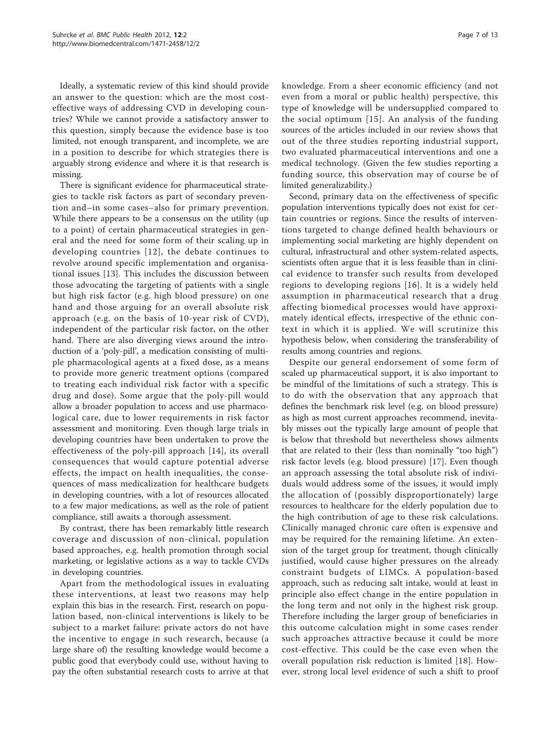Ideally, a systematic review of this kind should provide an answer to the question: which are the most cost-effective ways of addressing CVD in developing countries? While we cannot provide a satisfactory answer to this question, simply because the evidence base is too limited, not enough transparent, and incomplete, we are in a position to describe for which strategies there is arguably strong evidence and where it is that research is missing.

There is significant evidence for pharmaceutical strategies to tackle risk factors as part of secondary prevention and–in some cases–also for primary prevention. While there appears to be a consensus on the utility (up to a point) of certain pharmaceutical strategies in general and the need for some form of their scaling up in developing countries [12], the debate continues to revolve around specific implementation and organisational issues [13]. This includes the discussion between those advocating the targeting of patients with a single but high risk factor (e.g. high blood pressure) on one hand and those arguing for an overall absolute risk approach (e.g. on the basis of 10-year risk of CVD), independent of the particular risk factor, on the other hand. There are also diverging views around the introduction of a 'poly-pill', a medication consisting of multiple pharmacological agents at a fixed dose, as a means to provide more generic treatment options (compared to treating each individual risk factor with a specific drug and dose). Some argue that the poly-pill would allow a broader population to access and use pharmacological care, due to lower requirements in risk factor assessment and monitoring. Even though large trials in developing countries have been undertaken to prove the effectiveness of the poly-pill approach [14], its overall consequences that would capture potential adverse effects, the impact on health inequalities, the consequences of mass medicalization for healthcare budgets in developing countries, with a lot of resources allocated to a few major medications, as well as the role of patient compliance, still awaits a thorough assessment.

By contrast, there has been remarkably little research coverage and discussion of non-clinical, population based approaches, e.g. health promotion through social marketing, or legislative actions as a way to tackle CVDs in developing countries.

Apart from the methodological issues in evaluating these interventions, at least two reasons may help explain this bias in the research. First, research on population based, non-clinical interventions is likely to be subject to a market failure: private actors do not have the incentive to engage in such research, because (a large share of) the resulting knowledge would become a public good that everybody could use, without having to pay the often substantial research costs to arrive at that knowledge. From a sheer economic efficiency (and not even from a moral or public health) perspective, this type of knowledge will be undersupplied compared to the social optimum [15]. An analysis of the funding sources of the articles included in our review shows that out of the three studies reporting industrial support, two evaluated pharmaceutical interventions and one a medical technology. (Given the few studies reporting a funding source, this observation may of course be of limited generalizability.)

Second, primary data on the effectiveness of specific population interventions typically does not exist for certain countries or regions. Since the results of interventions targeted to change defined health behaviours or implementing social marketing are highly dependent on cultural, infrastructural and other system-related aspects, scientists often argue that it is less feasible than in clinical evidence to transfer such results from developed regions to developing regions [16]. It is a widely held assumption in pharmaceutical research that a drug affecting biomedical processes would have approximately identical effects, irrespective of the ethnic context in which it is applied. We will scrutinize this hypothesis below, when considering the transferability of results among countries and regions.

Despite our general endorsement of some form of scaled up pharmaceutical support, it is also important to be mindful of the limitations of such a strategy. This is to do with the observation that any approach that defines the benchmark risk level (e.g. on blood pressure) as high as most current approaches recommend, inevitably misses out the typically large amount of people that is below that threshold but nevertheless shows ailments that are related to their (less than nominally "too high") risk factor levels (e.g. blood pressure) [17]. Even though an approach assessing the total absolute risk of individuals would address some of the issues, it would imply the allocation of (possibly disproportionately) large resources to healthcare for the elderly population due to the high contribution of age to these risk calculations. Clinically managed chronic care often is expensive and may be required for the remaining lifetime. An extension of the target group for treatment, though clinically justified, would cause higher pressures on the already constraint budgets of LIMCs. A population-based approach, such as reducing salt intake, would at least in principle also effect change in the entire population in the long term and not only in the highest risk group. Therefore including the larger group of beneficiaries in this outcome calculation might in some cases render such approaches attractive because it could be more cost-effective. This could be the case even when the overall population risk reduction is limited [18]. However, strong local level evidence of such a shift to proof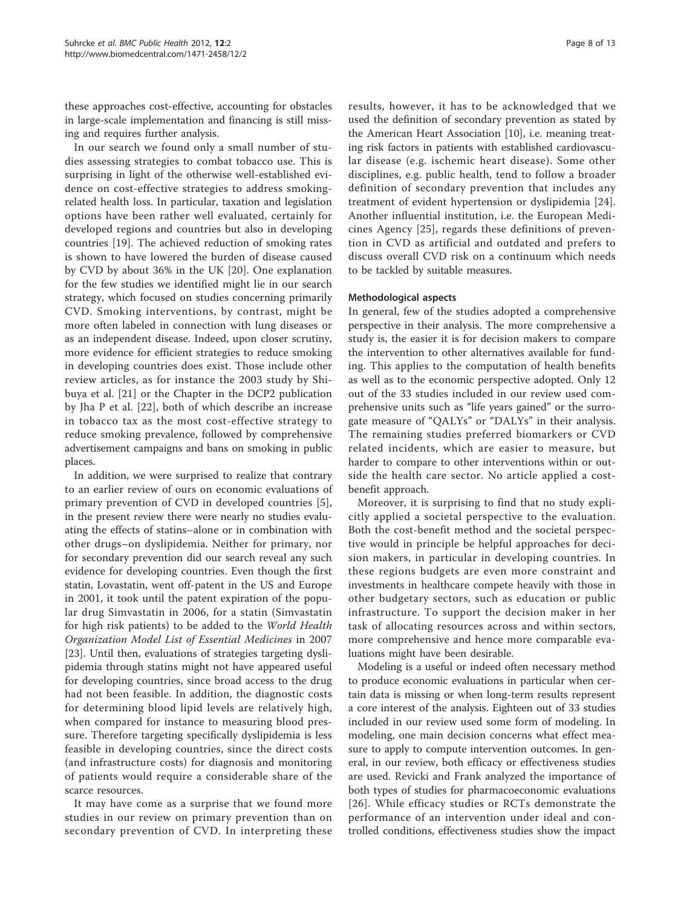these approaches cost-effective, accounting for obstacles in large-scale implementation and financing is still missing and requires further analysis.

In our search we found only a small number of studies assessing strategies to combat tobacco use. This is surprising in light of the otherwise well-established evidence on cost-effective strategies to address smoking-related health loss. In particular, taxation and legislation options have been rather well evaluated, certainly for developed regions and countries but also in developing countries [19]. The achieved reduction of smoking rates is shown to have lowered the burden of disease caused by CVD by about 36% in the UK [20]. One explanation for the few studies we identified might lie in our search strategy, which focused on studies concerning primarily CVD. Smoking interventions, by contrast, might be more often labeled in connection with lung diseases or as an independent disease. Indeed, upon closer scrutiny, more evidence for efficient strategies to reduce smoking in developing countries does exist. Those include other review articles, as for instance the 2003 study by Shibuya et al. [21] or the Chapter in the DCP2 publication by Jha P et al. [22], both of which describe an increase in tobacco tax as the most cost-effective strategy to reduce smoking prevalence, followed by comprehensive advertisement campaigns and bans on smoking in public places.

In addition, we were surprised to realize that contrary to an earlier review of ours on economic evaluations of primary prevention of CVD in developed countries [5], in the present review there were nearly no studies evaluating the effects of statins–alone or in combination with other drugs–on dyslipidemia. Neither for primary, nor for secondary prevention did our search reveal any such evidence for developing countries. Even though the first statin, Lovastatin, went off-patent in the US and Europe in 2001, it took until the patent expiration of the popular drug Simvastatin in 2006, for a statin (Simvastatin for high risk patients) to be added to the *World Health Organization Model List of Essential Medicines* in 2007 [23]. Until then, evaluations of strategies targeting dyslipidemia through statins might not have appeared useful for developing countries, since broad access to the drug had not been feasible. In addition, the diagnostic costs for determining blood lipid levels are relatively high, when compared for instance to measuring blood pressure. Therefore targeting specifically dyslipidemia is less feasible in developing countries, since the direct costs (and infrastructure costs) for diagnosis and monitoring of patients would require a considerable share of the scarce resources.

It may have come as a surprise that we found more studies in our review on primary prevention than on secondary prevention of CVD. In interpreting these results, however, it has to be acknowledged that we used the definition of secondary prevention as stated by the American Heart Association [10], i.e. meaning treating risk factors in patients with established cardiovascular disease (e.g. ischemic heart disease). Some other disciplines, e.g. public health, tend to follow a broader definition of secondary prevention that includes any treatment of evident hypertension or dyslipidemia [24]. Another influential institution, i.e. the European Medicines Agency [25], regards these definitions of prevention in CVD as artificial and outdated and prefers to discuss overall CVD risk on a continuum which needs to be tackled by suitable measures.

#### Methodological aspects

In general, few of the studies adopted a comprehensive perspective in their analysis. The more comprehensive a study is, the easier it is for decision makers to compare the intervention to other alternatives available for funding. This applies to the computation of health benefits as well as to the economic perspective adopted. Only 12 out of the 33 studies included in our review used comprehensive units such as "life years gained" or the surrogate measure of "QALYs" or "DALYs" in their analysis. The remaining studies preferred biomarkers or CVD related incidents, which are easier to measure, but harder to compare to other interventions within or outside the health care sector. No article applied a cost-benefit approach.

Moreover, it is surprising to find that no study explicitly applied a societal perspective to the evaluation. Both the cost-benefit method and the societal perspective would in principle be helpful approaches for decision makers, in particular in developing countries. In these regions budgets are even more constraint and investments in healthcare compete heavily with those in other budgetary sectors, such as education or public infrastructure. To support the decision maker in her task of allocating resources across and within sectors, more comprehensive and hence more comparable evaluations might have been desirable.

Modeling is a useful or indeed often necessary method to produce economic evaluations in particular when certain data is missing or when long-term results represent a core interest of the analysis. Eighteen out of 33 studies included in our review used some form of modeling. In modeling, one main decision concerns what effect measure to apply to compute intervention outcomes. In general, in our review, both efficacy or effectiveness studies are used. Revicki and Frank analyzed the importance of both types of studies for pharmacoeconomic evaluations [26]. While efficacy studies or RCTs demonstrate the performance of an intervention under ideal and controlled conditions, effectiveness studies show the impact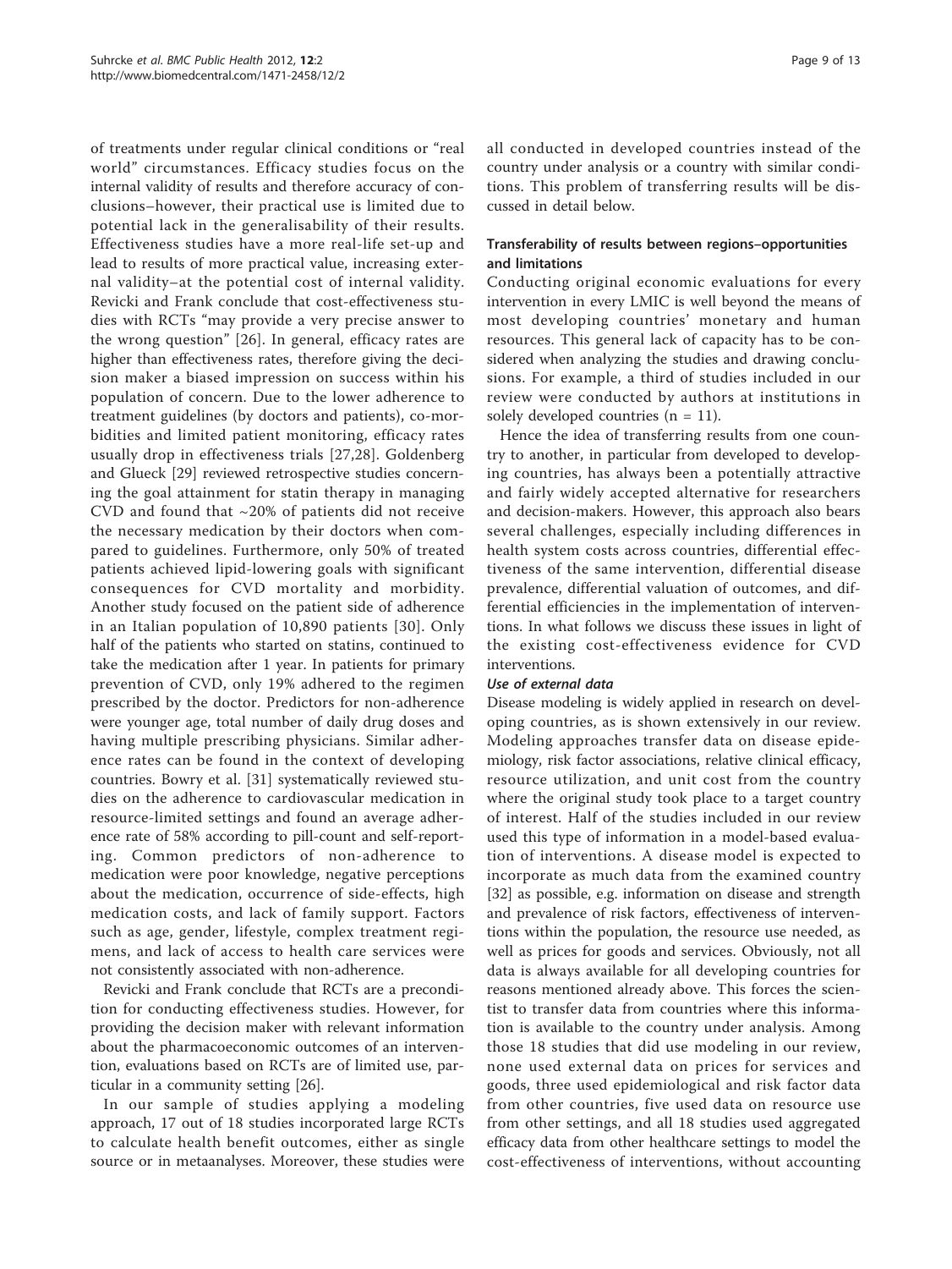of treatments under regular clinical conditions or "real world" circumstances. Efficacy studies focus on the internal validity of results and therefore accuracy of conclusions–however, their practical use is limited due to potential lack in the generalisability of their results. Effectiveness studies have a more real-life set-up and lead to results of more practical value, increasing external validity–at the potential cost of internal validity. Revicki and Frank conclude that cost-effectiveness studies with RCTs "may provide a very precise answer to the wrong question" [26]. In general, efficacy rates are higher than effectiveness rates, therefore giving the decision maker a biased impression on success within his population of concern. Due to the lower adherence to treatment guidelines (by doctors and patients), co-morbidities and limited patient monitoring, efficacy rates usually drop in effectiveness trials [27,28]. Goldenberg and Glueck [29] reviewed retrospective studies concerning the goal attainment for statin therapy in managing CVD and found that ~20% of patients did not receive the necessary medication by their doctors when compared to guidelines. Furthermore, only 50% of treated patients achieved lipid-lowering goals with significant consequences for CVD mortality and morbidity. Another study focused on the patient side of adherence in an Italian population of 10,890 patients [30]. Only half of the patients who started on statins, continued to take the medication after 1 year. In patients for primary prevention of CVD, only 19% adhered to the regimen prescribed by the doctor. Predictors for non-adherence were younger age, total number of daily drug doses and having multiple prescribing physicians. Similar adherence rates can be found in the context of developing countries. Bowry et al. [31] systematically reviewed studies on the adherence to cardiovascular medication in resource-limited settings and found an average adherence rate of 58% according to pill-count and self-reporting. Common predictors of non-adherence to medication were poor knowledge, negative perceptions about the medication, occurrence of side-effects, high medication costs, and lack of family support. Factors such as age, gender, lifestyle, complex treatment regimens, and lack of access to health care services were not consistently associated with non-adherence.

Revicki and Frank conclude that RCTs are a precondition for conducting effectiveness studies. However, for providing the decision maker with relevant information about the pharmacoeconomic outcomes of an intervention, evaluations based on RCTs are of limited use, particular in a community setting [26].

In our sample of studies applying a modeling approach, 17 out of 18 studies incorporated large RCTs to calculate health benefit outcomes, either as single source or in metaanalyses. Moreover, these studies were all conducted in developed countries instead of the country under analysis or a country with similar conditions. This problem of transferring results will be discussed in detail below.

### Transferability of results between regions–opportunities and limitations

Conducting original economic evaluations for every intervention in every LMIC is well beyond the means of most developing countries' monetary and human resources. This general lack of capacity has to be considered when analyzing the studies and drawing conclusions. For example, a third of studies included in our review were conducted by authors at institutions in solely developed countries (n = 11).

Hence the idea of transferring results from one country to another, in particular from developed to developing countries, has always been a potentially attractive and fairly widely accepted alternative for researchers and decision-makers. However, this approach also bears several challenges, especially including differences in health system costs across countries, differential effectiveness of the same intervention, differential disease prevalence, differential valuation of outcomes, and differential efficiencies in the implementation of interventions. In what follows we discuss these issues in light of the existing cost-effectiveness evidence for CVD interventions.

#### *Use of external data*

Disease modeling is widely applied in research on developing countries, as is shown extensively in our review. Modeling approaches transfer data on disease epidemiology, risk factor associations, relative clinical efficacy, resource utilization, and unit cost from the country where the original study took place to a target country of interest. Half of the studies included in our review used this type of information in a model-based evaluation of interventions. A disease model is expected to incorporate as much data from the examined country [32] as possible, e.g. information on disease and strength and prevalence of risk factors, effectiveness of interventions within the population, the resource use needed, as well as prices for goods and services. Obviously, not all data is always available for all developing countries for reasons mentioned already above. This forces the scientist to transfer data from countries where this information is available to the country under analysis. Among those 18 studies that did use modeling in our review, none used external data on prices for services and goods, three used epidemiological and risk factor data from other countries, five used data on resource use from other settings, and all 18 studies used aggregated efficacy data from other healthcare settings to model the cost-effectiveness of interventions, without accounting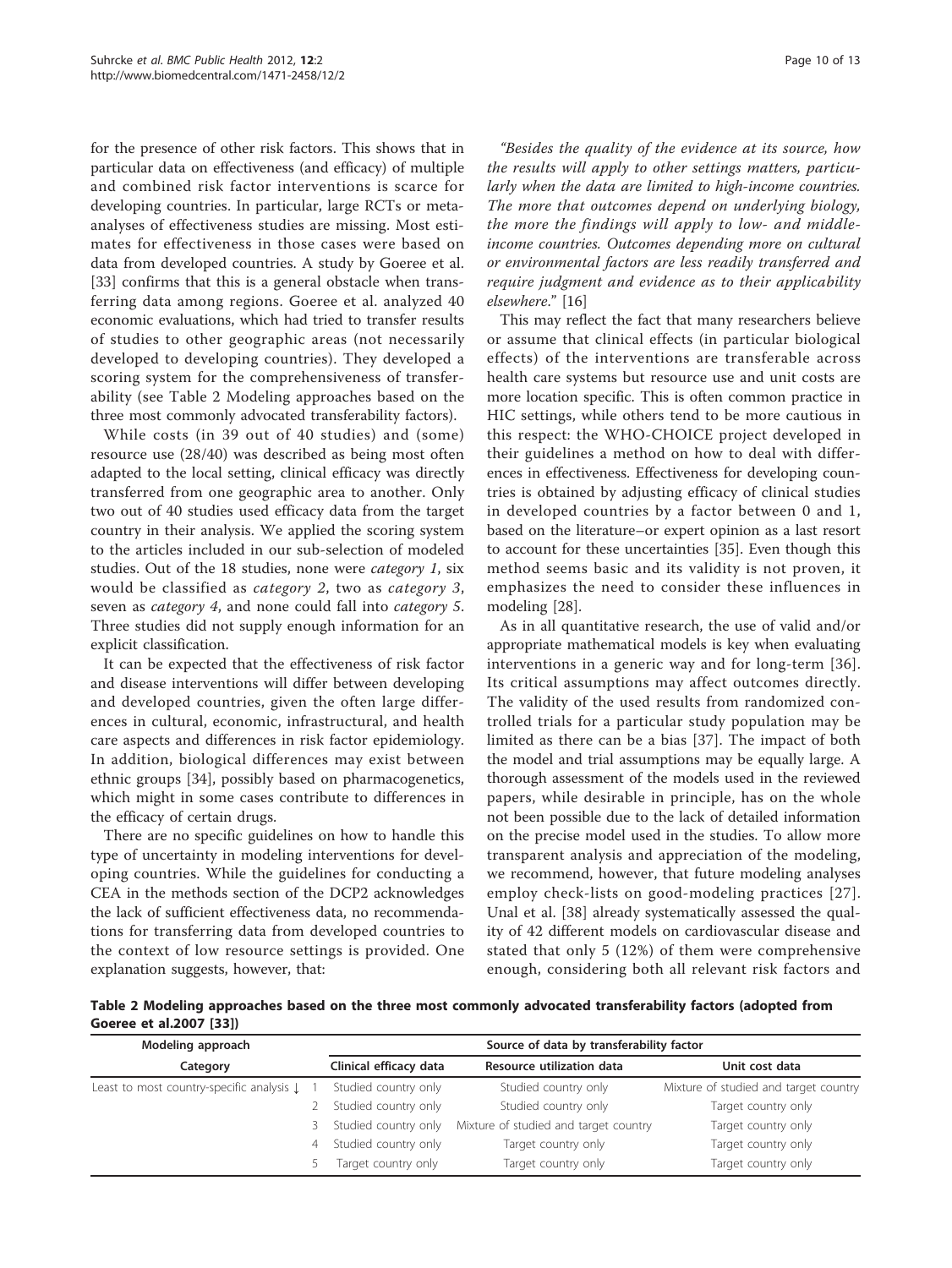for the presence of other risk factors. This shows that in particular data on effectiveness (and efficacy) of multiple and combined risk factor interventions is scarce for developing countries. In particular, large RCTs or meta-analyses of effectiveness studies are missing. Most estimates for effectiveness in those cases were based on data from developed countries. A study by Goeree et al. [33] confirms that this is a general obstacle when transferring data among regions. Goeree et al. analyzed 40 economic evaluations, which had tried to transfer results of studies to other geographic areas (not necessarily developed to developing countries). They developed a scoring system for the comprehensiveness of transferability (see Table 2 Modeling approaches based on the three most commonly advocated transferability factors).

While costs (in 39 out of 40 studies) and (some) resource use (28/40) was described as being most often adapted to the local setting, clinical efficacy was directly transferred from one geographic area to another. Only two out of 40 studies used efficacy data from the target country in their analysis. We applied the scoring system to the articles included in our sub-selection of modeled studies. Out of the 18 studies, none were *category 1*, six would be classified as *category 2*, two as *category 3*, seven as *category 4*, and none could fall into *category 5*. Three studies did not supply enough information for an explicit classification.

It can be expected that the effectiveness of risk factor and disease interventions will differ between developing and developed countries, given the often large differences in cultural, economic, infrastructural, and health care aspects and differences in risk factor epidemiology. In addition, biological differences may exist between ethnic groups [34], possibly based on pharmacogenetics, which might in some cases contribute to differences in the efficacy of certain drugs.

There are no specific guidelines on how to handle this type of uncertainty in modeling interventions for developing countries. While the guidelines for conducting a CEA in the methods section of the DCP2 acknowledges the lack of sufficient effectiveness data, no recommendations for transferring data from developed countries to the context of low resource settings is provided. One explanation suggests, however, that:

*"Besides the quality of the evidence at its source, how the results will apply to other settings matters, particularly when the data are limited to high-income countries. The more that outcomes depend on underlying biology, the more the findings will apply to low- and middle-income countries. Outcomes depending more on cultural or environmental factors are less readily transferred and require judgment and evidence as to their applicability elsewhere."* [16]

This may reflect the fact that many researchers believe or assume that clinical effects (in particular biological effects) of the interventions are transferable across health care systems but resource use and unit costs are more location specific. This is often common practice in HIC settings, while others tend to be more cautious in this respect: the WHO-CHOICE project developed in their guidelines a method on how to deal with differences in effectiveness. Effectiveness for developing countries is obtained by adjusting efficacy of clinical studies in developed countries by a factor between 0 and 1, based on the literature–or expert opinion as a last resort to account for these uncertainties [35]. Even though this method seems basic and its validity is not proven, it emphasizes the need to consider these influences in modeling [28].

As in all quantitative research, the use of valid and/or appropriate mathematical models is key when evaluating interventions in a generic way and for long-term [36]. Its critical assumptions may affect outcomes directly. The validity of the used results from randomized controlled trials for a particular study population may be limited as there can be a bias [37]. The impact of both the model and trial assumptions may be equally large. A thorough assessment of the models used in the reviewed papers, while desirable in principle, has on the whole not been possible due to the lack of detailed information on the precise model used in the studies. To allow more transparent analysis and appreciation of the modeling, we recommend, however, that future modeling analyses employ check-lists on good-modeling practices [27]. Unal et al. [38] already systematically assessed the quality of 42 different models on cardiovascular disease and stated that only 5 (12%) of them were comprehensive enough, considering both all relevant risk factors and

**Table 2 Modeling approaches based on the three most commonly advocated transferability factors (adopted from Goeree et al.2007 [33])**

| Modeling approach | | Source of data by transferability factor | | |
|---|---|---|---|---|
| Category | | Clinical efficacy data | Resource utilization data | Unit cost data |
| Least to most country-specific analysis ↓ | 1 | Studied country only | Studied country only | Mixture of studied and target country |
| | 2 | Studied country only | Studied country only | Target country only |
| | 3 | Studied country only | Mixture of studied and target country | Target country only |
| | 4 | Studied country only | Target country only | Target country only |
| | 5 | Target country only | Target country only | Target country only |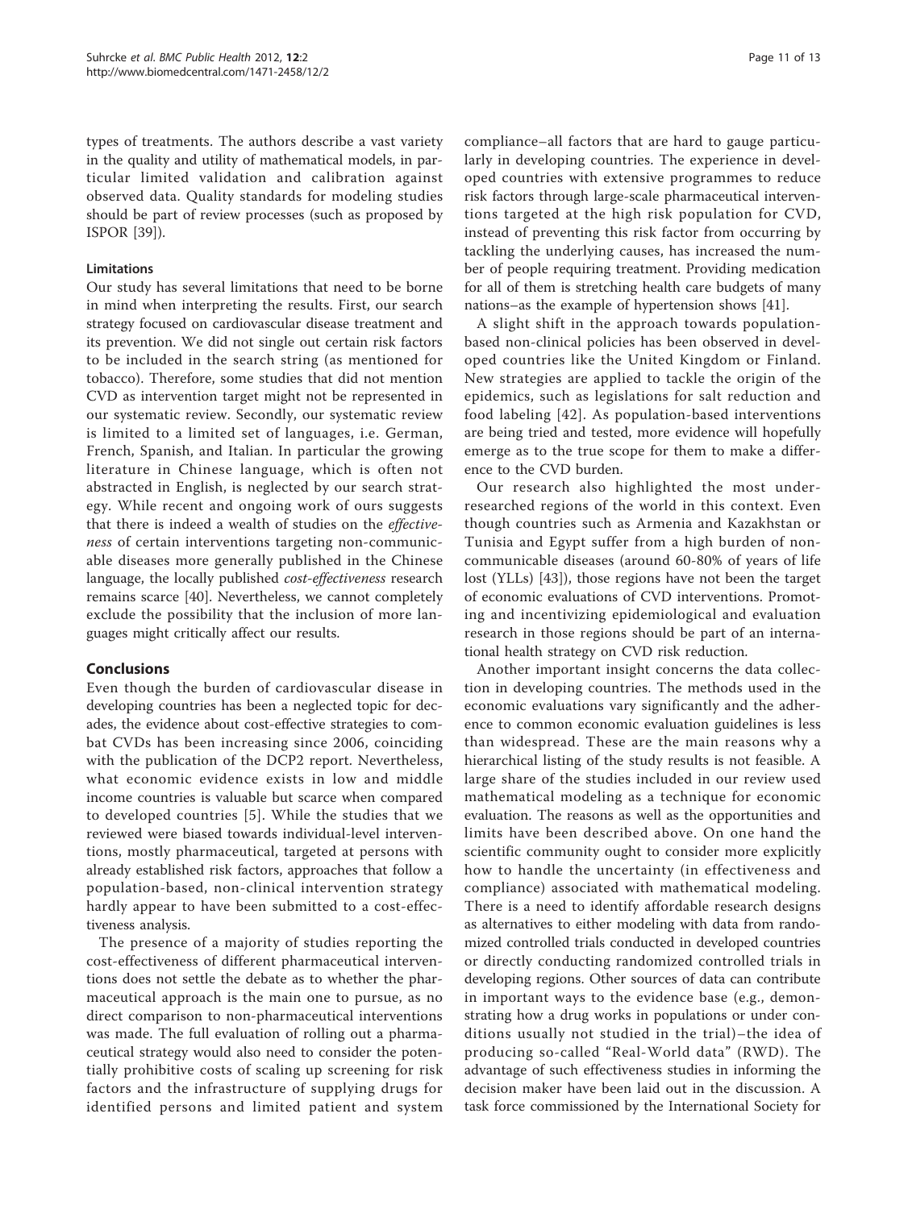types of treatments. The authors describe a vast variety in the quality and utility of mathematical models, in particular limited validation and calibration against observed data. Quality standards for modeling studies should be part of review processes (such as proposed by ISPOR [39]).

### Limitations

Our study has several limitations that need to be borne in mind when interpreting the results. First, our search strategy focused on cardiovascular disease treatment and its prevention. We did not single out certain risk factors to be included in the search string (as mentioned for tobacco). Therefore, some studies that did not mention CVD as intervention target might not be represented in our systematic review. Secondly, our systematic review is limited to a limited set of languages, i.e. German, French, Spanish, and Italian. In particular the growing literature in Chinese language, which is often not abstracted in English, is neglected by our search strategy. While recent and ongoing work of ours suggests that there is indeed a wealth of studies on the *effectiveness* of certain interventions targeting non-communicable diseases more generally published in the Chinese language, the locally published *cost-effectiveness* research remains scarce [40]. Nevertheless, we cannot completely exclude the possibility that the inclusion of more languages might critically affect our results.

## Conclusions

Even though the burden of cardiovascular disease in developing countries has been a neglected topic for decades, the evidence about cost-effective strategies to combat CVDs has been increasing since 2006, coinciding with the publication of the DCP2 report. Nevertheless, what economic evidence exists in low and middle income countries is valuable but scarce when compared to developed countries [5]. While the studies that we reviewed were biased towards individual-level interventions, mostly pharmaceutical, targeted at persons with already established risk factors, approaches that follow a population-based, non-clinical intervention strategy hardly appear to have been submitted to a cost-effectiveness analysis.

The presence of a majority of studies reporting the cost-effectiveness of different pharmaceutical interventions does not settle the debate as to whether the pharmaceutical approach is the main one to pursue, as no direct comparison to non-pharmaceutical interventions was made. The full evaluation of rolling out a pharmaceutical strategy would also need to consider the potentially prohibitive costs of scaling up screening for risk factors and the infrastructure of supplying drugs for identified persons and limited patient and system compliance–all factors that are hard to gauge particularly in developing countries. The experience in developed countries with extensive programmes to reduce risk factors through large-scale pharmaceutical interventions targeted at the high risk population for CVD, instead of preventing this risk factor from occurring by tackling the underlying causes, has increased the number of people requiring treatment. Providing medication for all of them is stretching health care budgets of many nations–as the example of hypertension shows [41].

A slight shift in the approach towards population-based non-clinical policies has been observed in developed countries like the United Kingdom or Finland. New strategies are applied to tackle the origin of the epidemics, such as legislations for salt reduction and food labeling [42]. As population-based interventions are being tried and tested, more evidence will hopefully emerge as to the true scope for them to make a difference to the CVD burden.

Our research also highlighted the most under-researched regions of the world in this context. Even though countries such as Armenia and Kazakhstan or Tunisia and Egypt suffer from a high burden of non-communicable diseases (around 60-80% of years of life lost (YLLs) [43]), those regions have not been the target of economic evaluations of CVD interventions. Promoting and incentivizing epidemiological and evaluation research in those regions should be part of an international health strategy on CVD risk reduction.

Another important insight concerns the data collection in developing countries. The methods used in the economic evaluations vary significantly and the adherence to common economic evaluation guidelines is less than widespread. These are the main reasons why a hierarchical listing of the study results is not feasible. A large share of the studies included in our review used mathematical modeling as a technique for economic evaluation. The reasons as well as the opportunities and limits have been described above. On one hand the scientific community ought to consider more explicitly how to handle the uncertainty (in effectiveness and compliance) associated with mathematical modeling. There is a need to identify affordable research designs as alternatives to either modeling with data from randomized controlled trials conducted in developed countries or directly conducting randomized controlled trials in developing regions. Other sources of data can contribute in important ways to the evidence base (e.g., demonstrating how a drug works in populations or under conditions usually not studied in the trial)–the idea of producing so-called "Real-World data" (RWD). The advantage of such effectiveness studies in informing the decision maker have been laid out in the discussion. A task force commissioned by the International Society for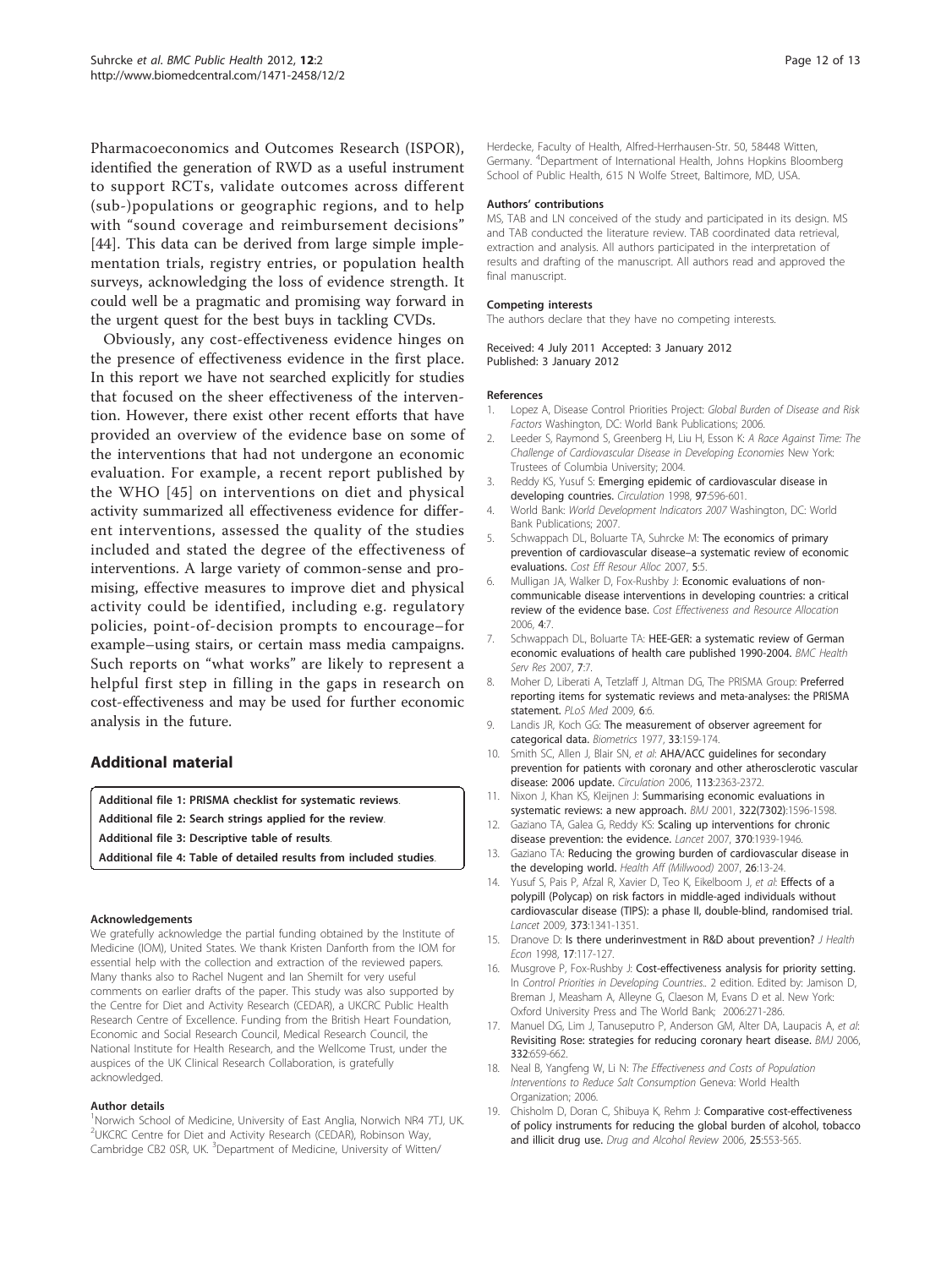Pharmacoeconomics and Outcomes Research (ISPOR), identified the generation of RWD as a useful instrument to support RCTs, validate outcomes across different (sub-)populations or geographic regions, and to help with "sound coverage and reimbursement decisions" [44]. This data can be derived from large simple implementation trials, registry entries, or population health surveys, acknowledging the loss of evidence strength. It could well be a pragmatic and promising way forward in the urgent quest for the best buys in tackling CVDs.

Obviously, any cost-effectiveness evidence hinges on the presence of effectiveness evidence in the first place. In this report we have not searched explicitly for studies that focused on the sheer effectiveness of the intervention. However, there exist other recent efforts that have provided an overview of the evidence base on some of the interventions that had not undergone an economic evaluation. For example, a recent report published by the WHO [45] on interventions on diet and physical activity summarized all effectiveness evidence for different interventions, assessed the quality of the studies included and stated the degree of the effectiveness of interventions. A large variety of common-sense and promising, effective measures to improve diet and physical activity could be identified, including e.g. regulatory policies, point-of-decision prompts to encourage–for example–using stairs, or certain mass media campaigns. Such reports on "what works" are likely to represent a helpful first step in filling in the gaps in research on cost-effectiveness and may be used for further economic analysis in the future.

## Additional material

**Additional file 1: PRISMA checklist for systematic reviews.**
**Additional file 2: Search strings applied for the review.**
**Additional file 3: Descriptive table of results.**
**Additional file 4: Table of detailed results from included studies.**

#### Acknowledgements

We gratefully acknowledge the partial funding obtained by the Institute of Medicine (IOM), United States. We thank Kristen Danforth from the IOM for essential help with the collection and extraction of the reviewed papers. Many thanks also to Rachel Nugent and Ian Shemilt for very useful comments on earlier drafts of the paper. This study was also supported by the Centre for Diet and Activity Research (CEDAR), a UKCRC Public Health Research Centre of Excellence. Funding from the British Heart Foundation, Economic and Social Research Council, Medical Research Council, the National Institute for Health Research, and the Wellcome Trust, under the auspices of the UK Clinical Research Collaboration, is gratefully acknowledged.

#### Author details

[1]Norwich School of Medicine, University of East Anglia, Norwich NR4 7TJ, UK. [2]UKCRC Centre for Diet and Activity Research (CEDAR), Robinson Way, Cambridge CB2 0SR, UK. [3]Department of Medicine, University of Witten/Herdecke, Faculty of Health, Alfred-Herrhausen-Str. 50, 58448 Witten, Germany. [4]Department of International Health, Johns Hopkins Bloomberg School of Public Health, 615 N Wolfe Street, Baltimore, MD, USA.

#### Authors' contributions

MS, TAB and LN conceived of the study and participated in its design. MS and TAB conducted the literature review. TAB coordinated data retrieval, extraction and analysis. All authors participated in the interpretation of results and drafting of the manuscript. All authors read and approved the final manuscript.

#### Competing interests

The authors declare that they have no competing interests.

Received: 4 July 2011 Accepted: 3 January 2012
Published: 3 January 2012

#### References

1. Lopez A, Disease Control Priorities Project: *Global Burden of Disease and Risk Factors* Washington, DC: World Bank Publications; 2006.
2. Leeder S, Raymond S, Greenberg H, Liu H, Esson K: *A Race Against Time: The Challenge of Cardiovascular Disease in Developing Economies* New York: Trustees of Columbia University; 2004.
3. Reddy KS, Yusuf S: **Emerging epidemic of cardiovascular disease in developing countries.** *Circulation* 1998, **97**:596-601.
4. World Bank: *World Development Indicators 2007* Washington, DC: World Bank Publications; 2007.
5. Schwappach DL, Boluarte TA, Suhrcke M: **The economics of primary prevention of cardiovascular disease–a systematic review of economic evaluations.** *Cost Eff Resour Alloc* 2007, **5**:5.
6. Mulligan JA, Walker D, Fox-Rushby J: **Economic evaluations of non-communicable disease interventions in developing countries: a critical review of the evidence base.** *Cost Effectiveness and Resource Allocation* 2006, **4**:7.
7. Schwappach DL, Boluarte TA: **HEE-GER: a systematic review of German economic evaluations of health care published 1990-2004.** *BMC Health Serv Res* 2007, **7**:7.
8. Moher D, Liberati A, Tetzlaff J, Altman DG, The PRISMA Group: **Preferred reporting items for systematic reviews and meta-analyses: the PRISMA statement.** *PLoS Med* 2009, **6**:6.
9. Landis JR, Koch GG: **The measurement of observer agreement for categorical data.** *Biometrics* 1977, **33**:159-174.
10. Smith SC, Allen J, Blair SN, *et al*: **AHA/ACC guidelines for secondary prevention for patients with coronary and other atherosclerotic vascular disease: 2006 update.** *Circulation* 2006, **113**:2363-2372.
11. Nixon J, Khan KS, Kleijnen J: **Summarising economic evaluations in systematic reviews: a new approach.** *BMJ* 2001, **322(7302)**:1596-1598.
12. Gaziano TA, Galea G, Reddy KS: **Scaling up interventions for chronic disease prevention: the evidence.** *Lancet* 2007, **370**:1939-1946.
13. Gaziano TA: **Reducing the growing burden of cardiovascular disease in the developing world.** *Health Aff (Millwood)* 2007, **26**:13-24.
14. Yusuf S, Pais P, Afzal R, Xavier D, Teo K, Eikelboom J, *et al*: **Effects of a polypill (Polycap) on risk factors in middle-aged individuals without cardiovascular disease (TIPS): a phase II, double-blind, randomised trial.** *Lancet* 2009, **373**:1341-1351.
15. Dranove D: **Is there underinvestment in R&D about prevention?** *J Health Econ* 1998, **17**:117-127.
16. Musgrove P, Fox-Rushby J: **Cost-effectiveness analysis for priority setting.** In *Control Priorities in Developing Countries.*. 2 edition. Edited by: Jamison D, Breman J, Measham A, Alleyne G, Claeson M, Evans D et al. New York: Oxford University Press and The World Bank; 2006:271-286.
17. Manuel DG, Lim J, Tanuseputro P, Anderson GM, Alter DA, Laupacis A, *et al*: **Revisiting Rose: strategies for reducing coronary heart disease.** *BMJ* 2006, **332**:659-662.
18. Neal B, Yangfeng W, Li N: *The Effectiveness and Costs of Population Interventions to Reduce Salt Consumption* Geneva: World Health Organization; 2006.
19. Chisholm D, Doran C, Shibuya K, Rehm J: **Comparative cost-effectiveness of policy instruments for reducing the global burden of alcohol, tobacco and illicit drug use.** *Drug and Alcohol Review* 2006, **25**:553-565.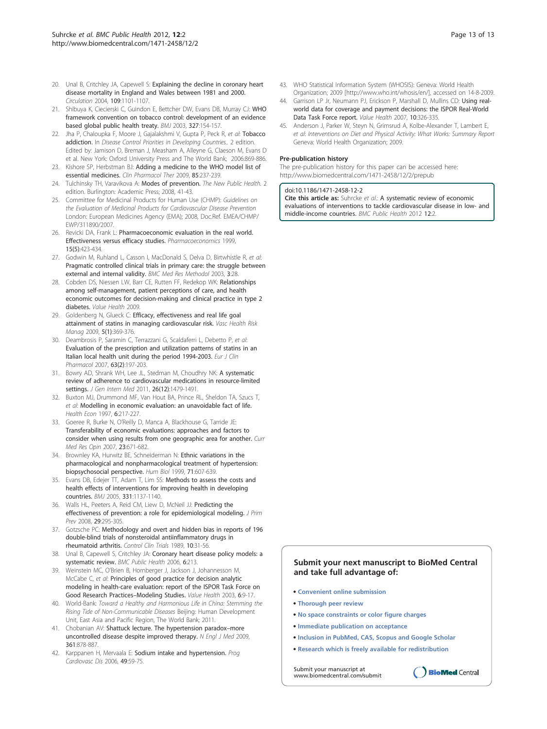20. Unal B, Critchley JA, Capewell S: **Explaining the decline in coronary heart disease mortality in England and Wales between 1981 and 2000.** *Circulation* 2004, **109**:1101-1107.
21. Shibuya K, Ciecierski C, Guindon E, Bettcher DW, Evans DB, Murray CJ: **WHO framework convention on tobacco control: development of an evidence based global public health treaty.** *BMJ* 2003, **327**:154-157.
22. Jha P, Chaloupka F, Moore J, Gajalakshmi V, Gupta P, Peck R, *et al*: **Tobacco addiction.** In *Disease Control Priorities in Developing Countries.*. 2 edition. Edited by: Jamison D, Breman J, Measham A, Alleyne G, Claeson M, Evans D et al. New York: Oxford University Press and The World Bank; 2006:869-886.
23. Kishore SP, Herbstman BJ: **Adding a medicine to the WHO model list of essential medicines.** *Clin Pharmacol Ther* 2009, **85**:237-239.
24. Tulchinsky TH, Varavikova A: **Modes of prevention.** *The New Public Health.* 2 edition. Burlington: Academic Press; 2008, 41-43.
25. Committee for Medicinal Products for Human Use (CHMP): *Guidelines on the Evaluation of Medicinal Products for Cardiovascular Disease Prevention* London: European Medicines Agency (EMA); 2008, Doc.Ref. EMEA/CHMP/EWP/311890/2007.
26. Revicki DA, Frank L: **Pharmacoeconomic evaluation in the real world. Effectiveness versus efficacy studies.** *Pharmacoeconomics* 1999, **15(5)**:423-434.
27. Godwin M, Ruhland L, Casson I, MacDonald S, Delva D, Birtwhistle R, *et al*: **Pragmatic controlled clinical trials in primary care: the struggle between external and internal validity.** *BMC Med Res Methodol* 2003, **3**:28.
28. Cobden DS, Niessen LW, Barr CE, Rutten FF, Redekop WK: **Relationships among self-management, patient perceptions of care, and health economic outcomes for decision-making and clinical practice in type 2 diabetes.** *Value Health* 2009.
29. Goldenberg N, Glueck C: **Efficacy, effectiveness and real life goal attainment of statins in managing cardiovascular risk.** *Vasc Health Risk Manag* 2009, **5(1)**:369-376.
30. Deambrosis P, Saramin C, Terrazzani G, Scaldaferri L, Debetto P, *et al*: **Evaluation of the prescription and utilization patterns of statins in an Italian local health unit during the period 1994-2003.** *Eur J Clin Pharmacol* 2007, **63(2)**:197-203.
31. Bowry AD, Shrank WH, Lee JL, Stedman M, Choudhry NK: **A systematic review of adherence to cardiovascular medications in resource-limited settings.** *J Gen Intern Med* 2011, **26(12)**:1479-1491.
32. Buxton MJ, Drummond MF, Van Hout BA, Prince RL, Sheldon TA, Szucs T, *et al*: **Modelling in economic evaluation: an unavoidable fact of life.** *Health Econ* 1997, **6**:217-227.
33. Goeree R, Burke N, O'Reilly D, Manca A, Blackhouse G, Tarride JE: **Transferability of economic evaluations: approaches and factors to consider when using results from one geographic area for another.** *Curr Med Res Opin* 2007, **23**:671-682.
34. Brownley KA, Hurwitz BE, Schneiderman N: **Ethnic variations in the pharmacological and nonpharmacological treatment of hypertension: biopsychosocial perspective.** *Hum Biol* 1999, **71**:607-639.
35. Evans DB, Edejer TT, Adam T, Lim SS: **Methods to assess the costs and health effects of interventions for improving health in developing countries.** *BMJ* 2005, **331**:1137-1140.
36. Walls HL, Peeters A, Reid CM, Liew D, McNeil JJ: **Predicting the effectiveness of prevention: a role for epidemiological modeling.** *J Prim Prev* 2008, **29**:295-305.
37. Gotzsche PC: **Methodology and overt and hidden bias in reports of 196 double-blind trials of nonsteroidal antiinflammatory drugs in rheumatoid arthritis.** *Control Clin Trials* 1989, **10**:31-56.
38. Unal B, Capewell S, Critchley JA: **Coronary heart disease policy models: a systematic review.** *BMC Public Health* 2006, **6**:213.
39. Weinstein MC, O'Brien B, Hornberger J, Jackson J, Johannesson M, McCabe C, *et al*: **Principles of good practice for decision analytic modeling in health-care evaluation: report of the ISPOR Task Force on Good Research Practices–Modeling Studies.** *Value Health* 2003, **6**:9-17.
40. World-Bank: *Toward a Healthy and Harmonious Life in China: Stemming the Rising Tide of Non-Communicable Diseases* Beijing: Human Development Unit, East Asia and Pacific Region, The World Bank; 2011.
41. Chobanian AV: **Shattuck lecture. The hypertension paradox–more uncontrolled disease despite improved therapy.** *N Engl J Med* 2009, **361**:878-887.
42. Karppanen H, Mervaala E: **Sodium intake and hypertension.** *Prog Cardiovasc Dis* 2006, **49**:59-75.
43. WHO Statistical Information System (WHOSIS): Geneva: World Health Organization; 2009 [http://www.who.int/whosis/en/], accessed on 14-8-2009.
44. Garrison LP Jr, Neumann PJ, Erickson P, Marshall D, Mullins CD: **Using real-world data for coverage and payment decisions: the ISPOR Real-World Data Task Force report.** *Value Health* 2007, **10**:326-335.
45. Anderson J, Parker W, Steyn N, Grimsrud A, Kolbe-Alexander T, Lambert E, *et al*: *Interventions on Diet and Physical Activity: What Works: Summary Report* Geneva: World Health Organization; 2009.

### Pre-publication history

The pre-publication history for this paper can be accessed here:
http://www.biomedcentral.com/1471-2458/12/2/prepub

doi:10.1186/1471-2458-12-2

**Cite this article as:** Suhrcke *et al.*: A systematic review of economic evaluations of interventions to tackle cardiovascular disease in low- and middle-income countries. *BMC Public Health* 2012 **12**:2.

**Submit your next manuscript to BioMed Central and take full advantage of:**

- **Convenient online submission**
- **Thorough peer review**
- **No space constraints or color figure charges**
- **Immediate publication on acceptance**
- **Inclusion in PubMed, CAS, Scopus and Google Scholar**
- **Research which is freely available for redistribution**

Submit your manuscript at
www.biomedcentral.com/submit

BioMed Central